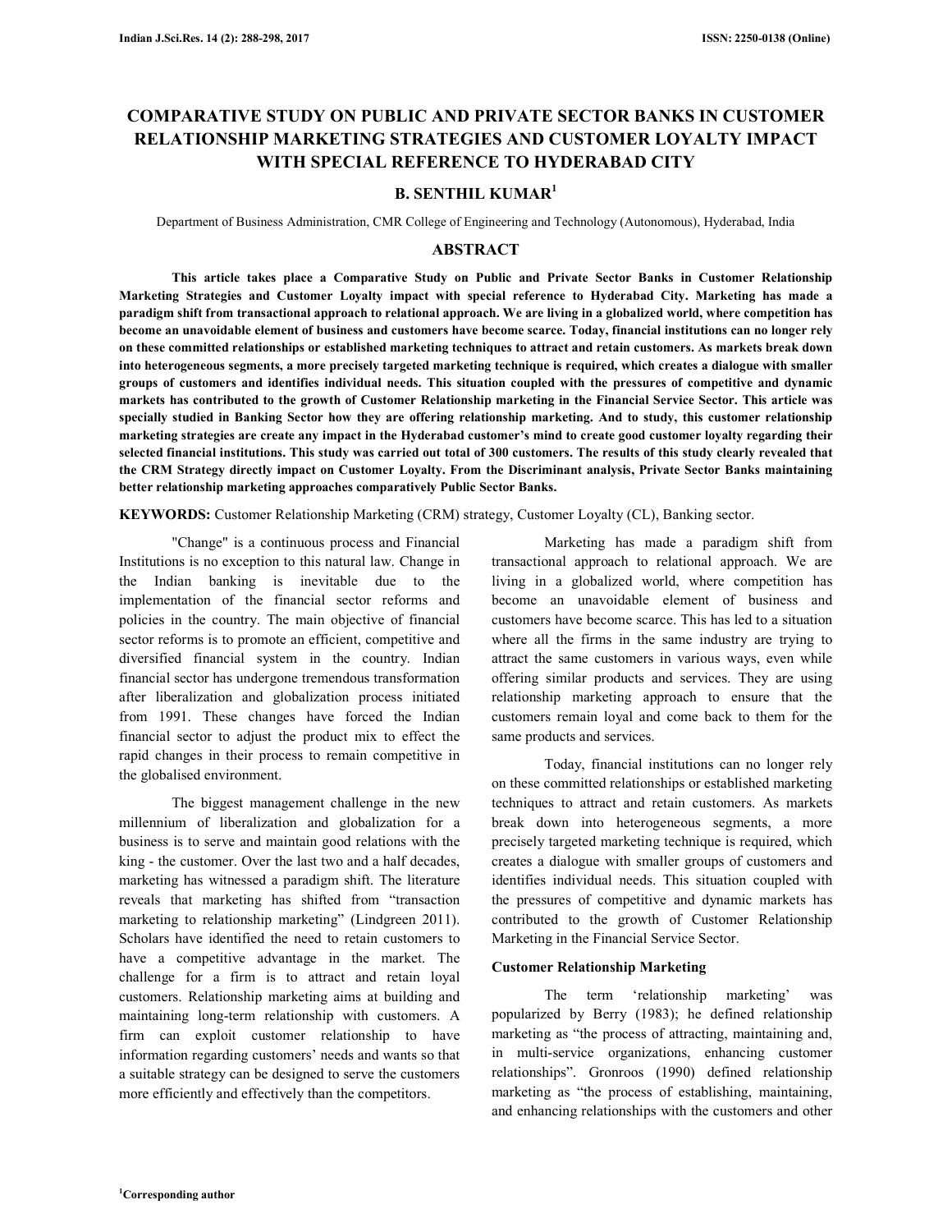# COMPARATIVE STUDY ON PUBLIC AND PRIVATE SECTOR BANKS IN CUSTOMER RELATIONSHIP MARKETING STRATEGIES AND CUSTOMER LOYALTY IMPACT WITH SPECIAL REFERENCE TO HYDERABAD CITY

**B. SENTHIL KUMAR[1]**

Department of Business Administration, CMR College of Engineering and Technology (Autonomous), Hyderabad, India

## ABSTRACT

**This article takes place a Comparative Study on Public and Private Sector Banks in Customer Relationship Marketing Strategies and Customer Loyalty impact with special reference to Hyderabad City. Marketing has made a paradigm shift from transactional approach to relational approach. We are living in a globalized world, where competition has become an unavoidable element of business and customers have become scarce. Today, financial institutions can no longer rely on these committed relationships or established marketing techniques to attract and retain customers. As markets break down into heterogeneous segments, a more precisely targeted marketing technique is required, which creates a dialogue with smaller groups of customers and identifies individual needs. This situation coupled with the pressures of competitive and dynamic markets has contributed to the growth of Customer Relationship marketing in the Financial Service Sector. This article was specially studied in Banking Sector how they are offering relationship marketing. And to study, this customer relationship marketing strategies are create any impact in the Hyderabad customer's mind to create good customer loyalty regarding their selected financial institutions. This study was carried out total of 300 customers. The results of this study clearly revealed that the CRM Strategy directly impact on Customer Loyalty. From the Discriminant analysis, Private Sector Banks maintaining better relationship marketing approaches comparatively Public Sector Banks.**

**KEYWORDS:** Customer Relationship Marketing (CRM) strategy, Customer Loyalty (CL), Banking sector.

"Change" is a continuous process and Financial Institutions is no exception to this natural law. Change in the Indian banking is inevitable due to the implementation of the financial sector reforms and policies in the country. The main objective of financial sector reforms is to promote an efficient, competitive and diversified financial system in the country. Indian financial sector has undergone tremendous transformation after liberalization and globalization process initiated from 1991. These changes have forced the Indian financial sector to adjust the product mix to effect the rapid changes in their process to remain competitive in the globalised environment.

The biggest management challenge in the new millennium of liberalization and globalization for a business is to serve and maintain good relations with the king - the customer. Over the last two and a half decades, marketing has witnessed a paradigm shift. The literature reveals that marketing has shifted from "transaction marketing to relationship marketing" (Lindgreen 2011). Scholars have identified the need to retain customers to have a competitive advantage in the market. The challenge for a firm is to attract and retain loyal customers. Relationship marketing aims at building and maintaining long-term relationship with customers. A firm can exploit customer relationship to have information regarding customers' needs and wants so that a suitable strategy can be designed to serve the customers more efficiently and effectively than the competitors.

Marketing has made a paradigm shift from transactional approach to relational approach. We are living in a globalized world, where competition has become an unavoidable element of business and customers have become scarce. This has led to a situation where all the firms in the same industry are trying to attract the same customers in various ways, even while offering similar products and services. They are using relationship marketing approach to ensure that the customers remain loyal and come back to them for the same products and services.

Today, financial institutions can no longer rely on these committed relationships or established marketing techniques to attract and retain customers. As markets break down into heterogeneous segments, a more precisely targeted marketing technique is required, which creates a dialogue with smaller groups of customers and identifies individual needs. This situation coupled with the pressures of competitive and dynamic markets has contributed to the growth of Customer Relationship Marketing in the Financial Service Sector.

### Customer Relationship Marketing

The term 'relationship marketing' was popularized by Berry (1983); he defined relationship marketing as "the process of attracting, maintaining and, in multi-service organizations, enhancing customer relationships". Gronroos (1990) defined relationship marketing as "the process of establishing, maintaining, and enhancing relationships with the customers and other

[1]Corresponding author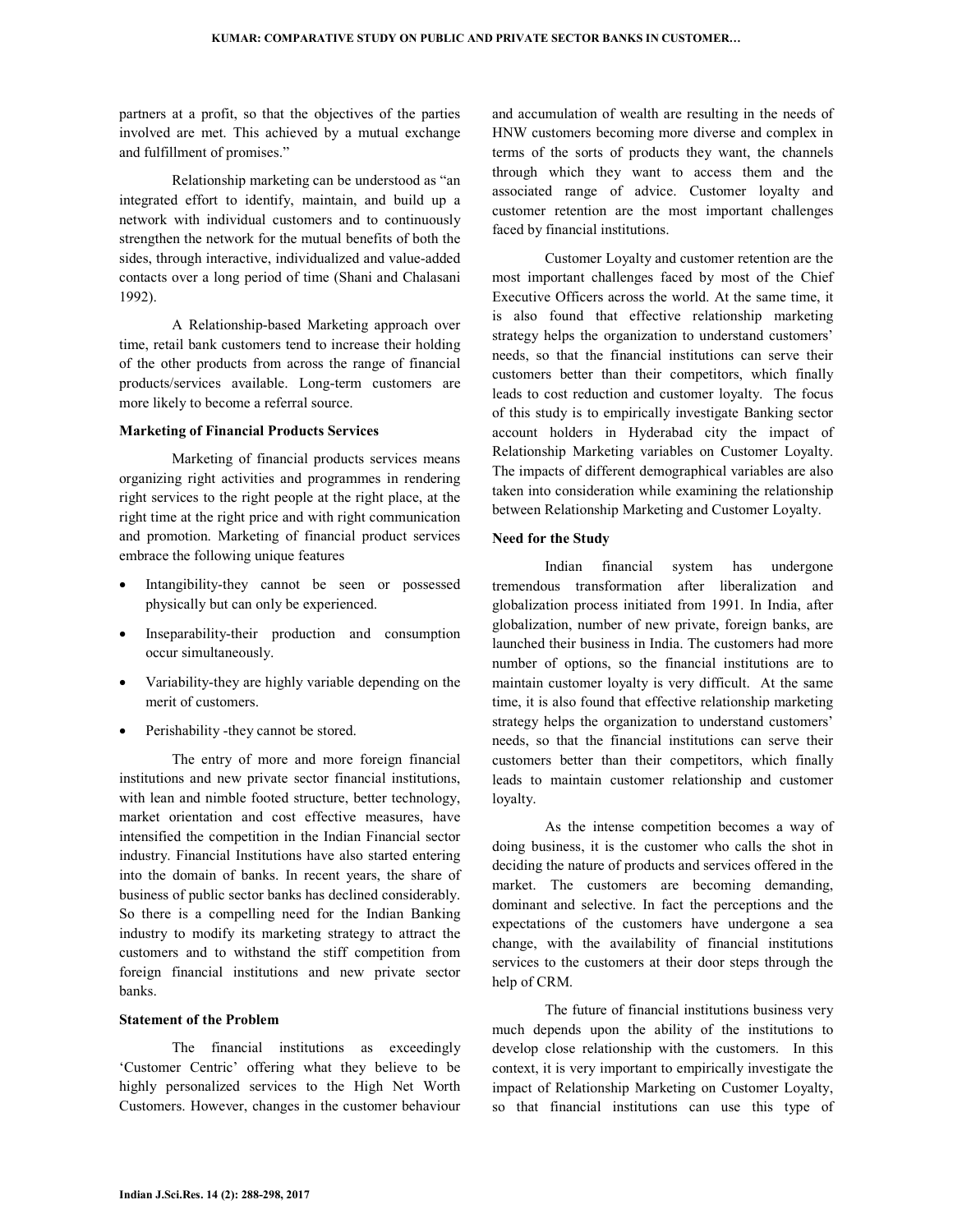partners at a profit, so that the objectives of the parties involved are met. This achieved by a mutual exchange and fulfillment of promises."

Relationship marketing can be understood as "an integrated effort to identify, maintain, and build up a network with individual customers and to continuously strengthen the network for the mutual benefits of both the sides, through interactive, individualized and value-added contacts over a long period of time (Shani and Chalasani 1992).

A Relationship-based Marketing approach over time, retail bank customers tend to increase their holding of the other products from across the range of financial products/services available. Long-term customers are more likely to become a referral source.

**Marketing of Financial Products Services**

Marketing of financial products services means organizing right activities and programmes in rendering right services to the right people at the right place, at the right time at the right price and with right communication and promotion. Marketing of financial product services embrace the following unique features

- Intangibility-they cannot be seen or possessed physically but can only be experienced.
- Inseparability-their production and consumption occur simultaneously.
- Variability-they are highly variable depending on the merit of customers.
- Perishability -they cannot be stored.

The entry of more and more foreign financial institutions and new private sector financial institutions, with lean and nimble footed structure, better technology, market orientation and cost effective measures, have intensified the competition in the Indian Financial sector industry. Financial Institutions have also started entering into the domain of banks. In recent years, the share of business of public sector banks has declined considerably. So there is a compelling need for the Indian Banking industry to modify its marketing strategy to attract the customers and to withstand the stiff competition from foreign financial institutions and new private sector banks.

**Statement of the Problem**

The financial institutions as exceedingly 'Customer Centric' offering what they believe to be highly personalized services to the High Net Worth Customers. However, changes in the customer behaviour and accumulation of wealth are resulting in the needs of HNW customers becoming more diverse and complex in terms of the sorts of products they want, the channels through which they want to access them and the associated range of advice. Customer loyalty and customer retention are the most important challenges faced by financial institutions.

Customer Loyalty and customer retention are the most important challenges faced by most of the Chief Executive Officers across the world. At the same time, it is also found that effective relationship marketing strategy helps the organization to understand customers' needs, so that the financial institutions can serve their customers better than their competitors, which finally leads to cost reduction and customer loyalty. The focus of this study is to empirically investigate Banking sector account holders in Hyderabad city the impact of Relationship Marketing variables on Customer Loyalty. The impacts of different demographical variables are also taken into consideration while examining the relationship between Relationship Marketing and Customer Loyalty.

**Need for the Study**

Indian financial system has undergone tremendous transformation after liberalization and globalization process initiated from 1991. In India, after globalization, number of new private, foreign banks, are launched their business in India. The customers had more number of options, so the financial institutions are to maintain customer loyalty is very difficult. At the same time, it is also found that effective relationship marketing strategy helps the organization to understand customers' needs, so that the financial institutions can serve their customers better than their competitors, which finally leads to maintain customer relationship and customer loyalty.

As the intense competition becomes a way of doing business, it is the customer who calls the shot in deciding the nature of products and services offered in the market. The customers are becoming demanding, dominant and selective. In fact the perceptions and the expectations of the customers have undergone a sea change, with the availability of financial institutions services to the customers at their door steps through the help of CRM.

The future of financial institutions business very much depends upon the ability of the institutions to develop close relationship with the customers. In this context, it is very important to empirically investigate the impact of Relationship Marketing on Customer Loyalty, so that financial institutions can use this type of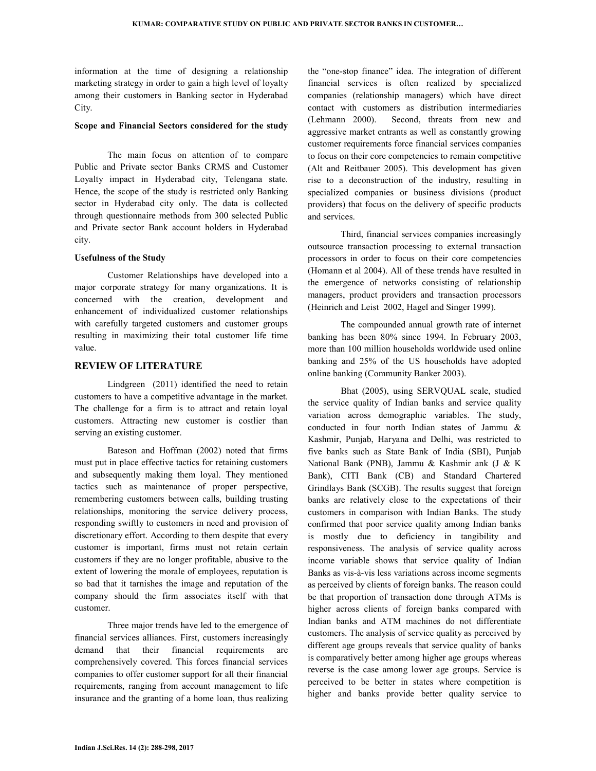information at the time of designing a relationship marketing strategy in order to gain a high level of loyalty among their customers in Banking sector in Hyderabad City.

### Scope and Financial Sectors considered for the study

The main focus on attention of to compare Public and Private sector Banks CRMS and Customer Loyalty impact in Hyderabad city, Telengana state. Hence, the scope of the study is restricted only Banking sector in Hyderabad city only. The data is collected through questionnaire methods from 300 selected Public and Private sector Bank account holders in Hyderabad city.

### Usefulness of the Study

Customer Relationships have developed into a major corporate strategy for many organizations. It is concerned with the creation, development and enhancement of individualized customer relationships with carefully targeted customers and customer groups resulting in maximizing their total customer life time value.

## REVIEW OF LITERATURE

Lindgreen (2011) identified the need to retain customers to have a competitive advantage in the market. The challenge for a firm is to attract and retain loyal customers. Attracting new customer is costlier than serving an existing customer.

Bateson and Hoffman (2002) noted that firms must put in place effective tactics for retaining customers and subsequently making them loyal. They mentioned tactics such as maintenance of proper perspective, remembering customers between calls, building trusting relationships, monitoring the service delivery process, responding swiftly to customers in need and provision of discretionary effort. According to them despite that every customer is important, firms must not retain certain customers if they are no longer profitable, abusive to the extent of lowering the morale of employees, reputation is so bad that it tarnishes the image and reputation of the company should the firm associates itself with that customer.

Three major trends have led to the emergence of financial services alliances. First, customers increasingly demand that their financial requirements are comprehensively covered. This forces financial services companies to offer customer support for all their financial requirements, ranging from account management to life insurance and the granting of a home loan, thus realizing the "one-stop finance" idea. The integration of different financial services is often realized by specialized companies (relationship managers) which have direct contact with customers as distribution intermediaries (Lehmann 2000). Second, threats from new and aggressive market entrants as well as constantly growing customer requirements force financial services companies to focus on their core competencies to remain competitive (Alt and Reitbauer 2005). This development has given rise to a deconstruction of the industry, resulting in specialized companies or business divisions (product providers) that focus on the delivery of specific products and services.

Third, financial services companies increasingly outsource transaction processing to external transaction processors in order to focus on their core competencies (Homann et al 2004). All of these trends have resulted in the emergence of networks consisting of relationship managers, product providers and transaction processors (Heinrich and Leist 2002, Hagel and Singer 1999).

The compounded annual growth rate of internet banking has been 80% since 1994. In February 2003, more than 100 million households worldwide used online banking and 25% of the US households have adopted online banking (Community Banker 2003).

Bhat (2005), using SERVQUAL scale, studied the service quality of Indian banks and service quality variation across demographic variables. The study, conducted in four north Indian states of Jammu & Kashmir, Punjab, Haryana and Delhi, was restricted to five banks such as State Bank of India (SBI), Punjab National Bank (PNB), Jammu & Kashmir ank (J & K Bank), CITI Bank (CB) and Standard Chartered Grindlays Bank (SCGB). The results suggest that foreign banks are relatively close to the expectations of their customers in comparison with Indian Banks. The study confirmed that poor service quality among Indian banks is mostly due to deficiency in tangibility and responsiveness. The analysis of service quality across income variable shows that service quality of Indian Banks as vis-à-vis less variations across income segments as perceived by clients of foreign banks. The reason could be that proportion of transaction done through ATMs is higher across clients of foreign banks compared with Indian banks and ATM machines do not differentiate customers. The analysis of service quality as perceived by different age groups reveals that service quality of banks is comparatively better among higher age groups whereas reverse is the case among lower age groups. Service is perceived to be better in states where competition is higher and banks provide better quality service to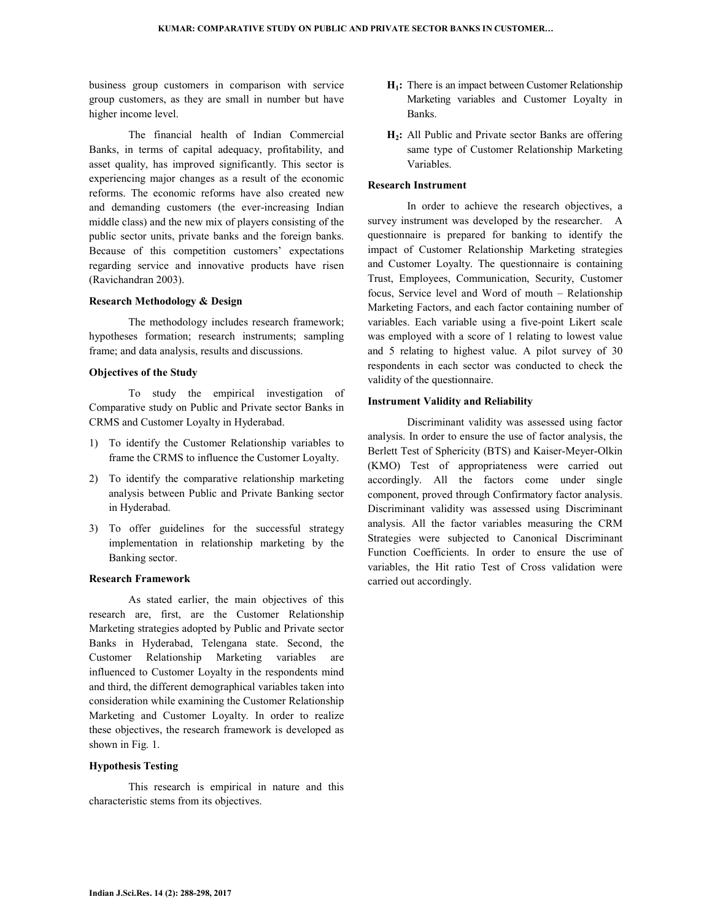business group customers in comparison with service group customers, as they are small in number but have higher income level.

The financial health of Indian Commercial Banks, in terms of capital adequacy, profitability, and asset quality, has improved significantly. This sector is experiencing major changes as a result of the economic reforms. The economic reforms have also created new and demanding customers (the ever-increasing Indian middle class) and the new mix of players consisting of the public sector units, private banks and the foreign banks. Because of this competition customers' expectations regarding service and innovative products have risen (Ravichandran 2003).

### Research Methodology & Design

The methodology includes research framework; hypotheses formation; research instruments; sampling frame; and data analysis, results and discussions.

### Objectives of the Study

To study the empirical investigation of Comparative study on Public and Private sector Banks in CRMS and Customer Loyalty in Hyderabad.

1) To identify the Customer Relationship variables to frame the CRMS to influence the Customer Loyalty.
2) To identify the comparative relationship marketing analysis between Public and Private Banking sector in Hyderabad.
3) To offer guidelines for the successful strategy implementation in relationship marketing by the Banking sector.

### Research Framework

As stated earlier, the main objectives of this research are, first, are the Customer Relationship Marketing strategies adopted by Public and Private sector Banks in Hyderabad, Telengana state. Second, the Customer Relationship Marketing variables are influenced to Customer Loyalty in the respondents mind and third, the different demographical variables taken into consideration while examining the Customer Relationship Marketing and Customer Loyalty. In order to realize these objectives, the research framework is developed as shown in Fig. 1.

### Hypothesis Testing

This research is empirical in nature and this characteristic stems from its objectives.

**$H_1$:** There is an impact between Customer Relationship Marketing variables and Customer Loyalty in Banks.

**$H_2$:** All Public and Private sector Banks are offering same type of Customer Relationship Marketing Variables.

### Research Instrument

In order to achieve the research objectives, a survey instrument was developed by the researcher. A questionnaire is prepared for banking to identify the impact of Customer Relationship Marketing strategies and Customer Loyalty. The questionnaire is containing Trust, Employees, Communication, Security, Customer focus, Service level and Word of mouth – Relationship Marketing Factors, and each factor containing number of variables. Each variable using a five-point Likert scale was employed with a score of 1 relating to lowest value and 5 relating to highest value. A pilot survey of 30 respondents in each sector was conducted to check the validity of the questionnaire.

### Instrument Validity and Reliability

Discriminant validity was assessed using factor analysis. In order to ensure the use of factor analysis, the Berlett Test of Sphericity (BTS) and Kaiser-Meyer-Olkin (KMO) Test of appropriateness were carried out accordingly. All the factors come under single component, proved through Confirmatory factor analysis. Discriminant validity was assessed using Discriminant analysis. All the factor variables measuring the CRM Strategies were subjected to Canonical Discriminant Function Coefficients. In order to ensure the use of variables, the Hit ratio Test of Cross validation were carried out accordingly.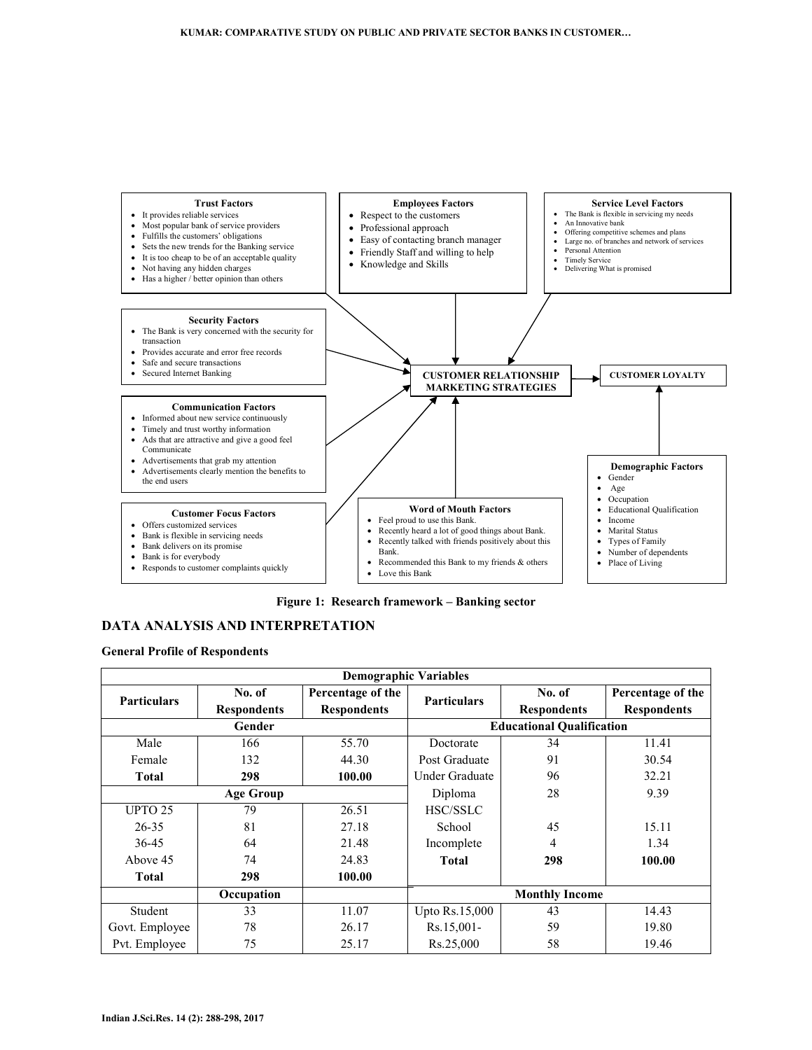**Trust Factors**
- It provides reliable services
- Most popular bank of service providers
- Fulfills the customers' obligations
- Sets the new trends for the Banking service
- It is too cheap to be of an acceptable quality
- Not having any hidden charges
- Has a higher / better opinion than others

**Employees Factors**
- Respect to the customers
- Professional approach
- Easy of contacting branch manager
- Friendly Staff and willing to help
- Knowledge and Skills

**Service Level Factors**
- The Bank is flexible in servicing my needs
- An Innovative bank
- Offering competitive schemes and plans
- Large no. of branches and network of services
- Personal Attention
- Timely Service
- Delivering What is promised

**Security Factors**
- The Bank is very concerned with the security for transaction
- Provides accurate and error free records
- Safe and secure transactions
- Secured Internet Banking

**Communication Factors**
- Informed about new service continuously
- Timely and trust worthy information
- Ads that are attractive and give a good feel Communicate
- Advertisements that grab my attention
- Advertisements clearly mention the benefits to the end users

**Customer Focus Factors**
- Offers customized services
- Bank is flexible in servicing needs
- Bank delivers on its promise
- Bank is for everybody
- Responds to customer complaints quickly

**Word of Mouth Factors**
- Feel proud to use this Bank.
- Recently heard a lot of good things about Bank.
- Recently talked with friends positively about this Bank.
- Recommended this Bank to my friends & others
- Love this Bank

**CUSTOMER RELATIONSHIP MARKETING STRATEGIES** → **CUSTOMER LOYALTY**

**Demographic Factors**
- Gender
- Age
- Occupation
- Educational Qualification
- Income
- Marital Status
- Types of Family
- Number of dependents
- Place of Living

**Figure 1: Research framework – Banking sector**

## DATA ANALYSIS AND INTERPRETATION

### General Profile of Respondents

| Demographic Variables | | | | | |
|---|---|---|---|---|---|
| **Particulars** | **No. of Respondents** | **Percentage of the Respondents** | **Particulars** | **No. of Respondents** | **Percentage of the Respondents** |
| **Gender** | | | **Educational Qualification** | | |
| Male | 166 | 55.70 | Doctorate | 34 | 11.41 |
| Female | 132 | 44.30 | Post Graduate | 91 | 30.54 |
| **Total** | **298** | **100.00** | Under Graduate | 96 | 32.21 |
| **Age Group** | | | Diploma | 28 | 9.39 |
| UPTO 25 | 79 | 26.51 | HSC/SSLC | | |
| 26-35 | 81 | 27.18 | School | 45 | 15.11 |
| 36-45 | 64 | 21.48 | Incomplete | 4 | 1.34 |
| Above 45 | 74 | 24.83 | **Total** | **298** | **100.00** |
| **Total** | **298** | **100.00** | | | |
| | **Occupation** | | **Monthly Income** | | |
| Student | 33 | 11.07 | Upto Rs.15,000 | 43 | 14.43 |
| Govt. Employee | 78 | 26.17 | Rs.15,001- | 59 | 19.80 |
| Pvt. Employee | 75 | 25.17 | Rs.25,000 | 58 | 19.46 |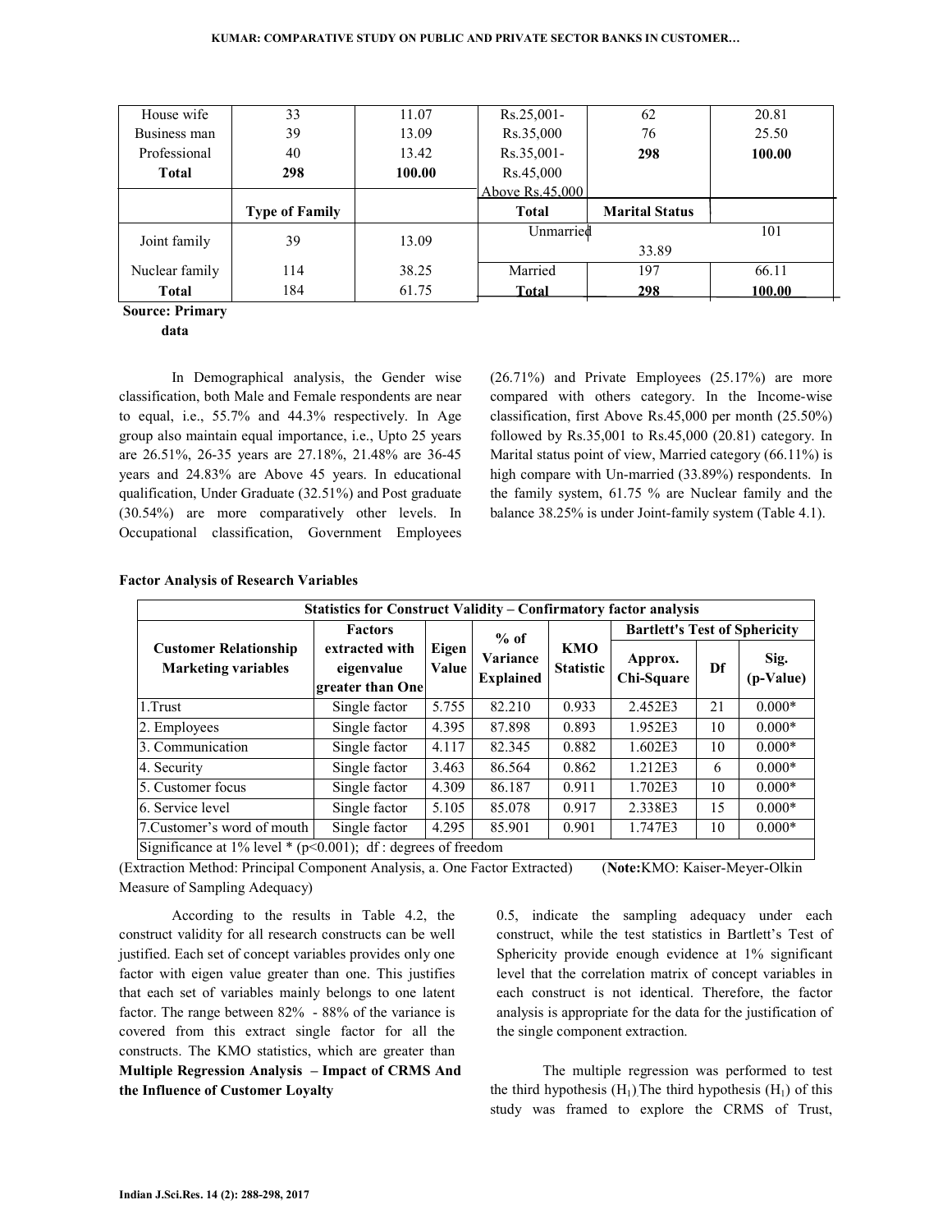| House wife | 33 | 11.07 | Rs.25,001- | 62 | 20.81 |
|---|---|---|---|---|---|
| Business man | 39 | 13.09 | Rs.35,000 | 76 | 25.50 |
| Professional | 40 | 13.42 | Rs.35,001- | **298** | **100.00** |
| **Total** | **298** | **100.00** | Rs.45,000 | | |
| | | | Above Rs.45,000 | | |
| | **Type of Family** | | **Total** | **Marital Status** | |
| Joint family | 39 | 13.09 | Unmarried | 33.89 | 101 |
| Nuclear family | 114 | 38.25 | Married | 197 | 66.11 |
| **Total** | 184 | 61.75 | **Total** | **298** | **100.00** |

**Source: Primary data**

In Demographical analysis, the Gender wise classification, both Male and Female respondents are near to equal, i.e., 55.7% and 44.3% respectively. In Age group also maintain equal importance, i.e., Upto 25 years are 26.51%, 26-35 years are 27.18%, 21.48% are 36-45 years and 24.83% are Above 45 years. In educational qualification, Under Graduate (32.51%) and Post graduate (30.54%) are more comparatively other levels. In Occupational classification, Government Employees (26.71%) and Private Employees (25.17%) are more compared with others category. In the Income-wise classification, first Above Rs.45,000 per month (25.50%) followed by Rs.35,001 to Rs.45,000 (20.81) category. In Marital status point of view, Married category (66.11%) is high compare with Un-married (33.89%) respondents. In the family system, 61.75 % are Nuclear family and the balance 38.25% is under Joint-family system (Table 4.1).

**Factor Analysis of Research Variables**

| Statistics for Construct Validity – Confirmatory factor analysis | | | | | | | |
|---|---|---|---|---|---|---|---|
| **Customer Relationship Marketing variables** | **Factors extracted with eigenvalue greater than One** | **Eigen Value** | **% of Variance Explained** | **KMO Statistic** | **Bartlett's Test of Sphericity** | | |
| | | | | | **Approx. Chi-Square** | **Df** | **Sig. (p-Value)** |
| 1.Trust | Single factor | 5.755 | 82.210 | 0.933 | 2.452E3 | 21 | 0.000* |
| 2. Employees | Single factor | 4.395 | 87.898 | 0.893 | 1.952E3 | 10 | 0.000* |
| 3. Communication | Single factor | 4.117 | 82.345 | 0.882 | 1.602E3 | 10 | 0.000* |
| 4. Security | Single factor | 3.463 | 86.564 | 0.862 | 1.212E3 | 6 | 0.000* |
| 5. Customer focus | Single factor | 4.309 | 86.187 | 0.911 | 1.702E3 | 10 | 0.000* |
| 6. Service level | Single factor | 5.105 | 85.078 | 0.917 | 2.338E3 | 15 | 0.000* |
| 7.Customer's word of mouth | Single factor | 4.295 | 85.901 | 0.901 | 1.747E3 | 10 | 0.000* |
| Significance at 1% level * ($p<0.001$); df : degrees of freedom | | | | | | | |

(Extraction Method: Principal Component Analysis, a. One Factor Extracted) (**Note:**KMO: Kaiser-Meyer-Olkin Measure of Sampling Adequacy)

According to the results in Table 4.2, the construct validity for all research constructs can be well justified. Each set of concept variables provides only one factor with eigen value greater than one. This justifies that each set of variables mainly belongs to one latent factor. The range between 82% - 88% of the variance is covered from this extract single factor for all the constructs. The KMO statistics, which are greater than 0.5, indicate the sampling adequacy under each construct, while the test statistics in Bartlett's Test of Sphericity provide enough evidence at 1% significant level that the correlation matrix of concept variables in each construct is not identical. Therefore, the factor analysis is appropriate for the data for the justification of the single component extraction.

**Multiple Regression Analysis – Impact of CRMS And the Influence of Customer Loyalty**

The multiple regression was performed to test the third hypothesis ($H_1$) The third hypothesis ($H_1$) of this study was framed to explore the CRMS of Trust,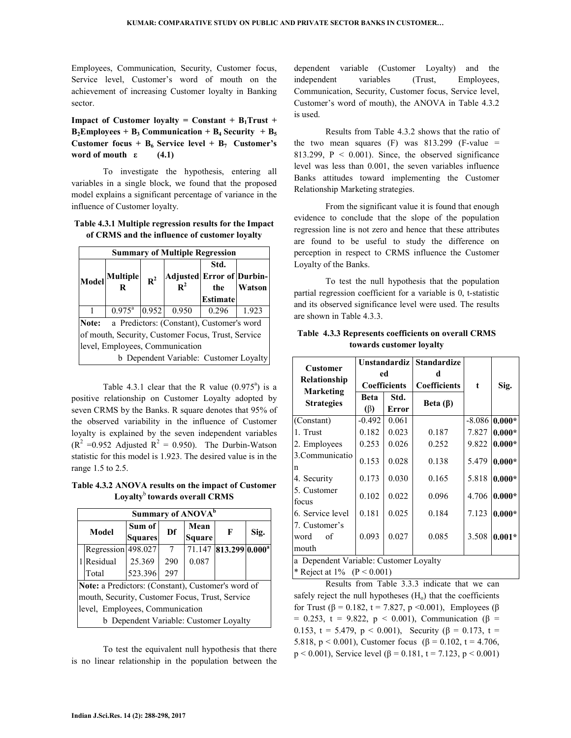Employees, Communication, Security, Customer focus, Service level, Customer's word of mouth on the achievement of increasing Customer loyalty in Banking sector.

**Impact of Customer loyalty = Constant + $B_1$Trust + $B_2$Employees + $B_3$ Communication + $B_4$ Security + $B_5$ Customer focus + $B_6$ Service level + $B_7$ Customer's word of mouth ε (4.1)**

To investigate the hypothesis, entering all variables in a single block, we found that the proposed model explains a significant percentage of variance in the influence of Customer loyalty.

**Table 4.3.1 Multiple regression results for the Impact of CRMS and the influence of customer loyalty**

| Summary of Multiple Regression | | | | | |
|---|---|---|---|---|---|
| **Model** | **Multiple R** | **$R^2$** | **Adjusted $R^2$** | **Std. Error of the Estimate** | **Durbin-Watson** |
| 1 | 0.975[a] | 0.952 | 0.950 | 0.296 | 1.923 |
| **Note:** a Predictors: (Constant), Customer's word of mouth, Security, Customer Focus, Trust, Service level, Employees, Communication | | | | | |
| b Dependent Variable: Customer Loyalty | | | | | |

Table 4.3.1 clear that the R value (0.975[a]) is a positive relationship on Customer Loyalty adopted by seven CRMS by the Banks. R square denotes that 95% of the observed variability in the influence of Customer loyalty is explained by the seven independent variables ($R^2$ =0.952 Adjusted $R^2$ = 0.950). The Durbin-Watson statistic for this model is 1.923. The desired value is in the range 1.5 to 2.5.

**Table 4.3.2 ANOVA results on the impact of Customer Loyalty[b] towards overall CRMS**

| Summary of ANOVA[b] | | | | | | |
|---|---|---|---|---|---|---|
| **Model** | | **Sum of Squares** | **Df** | **Mean Square** | **F** | **Sig.** |
| 1 | Regression | 498.027 | 7 | 71.147 | **813.299** | **0.000[a]** |
| | Residual | 25.369 | 290 | 0.087 | | |
| | Total | 523.396 | 297 | | | |
| **Note:** a Predictors: (Constant), Customer's word of mouth, Security, Customer Focus, Trust, Service level, Employees, Communication | | | | | | |
| b Dependent Variable: Customer Loyalty | | | | | | |

To test the equivalent null hypothesis that there is no linear relationship in the population between the dependent variable (Customer Loyalty) and the independent variables (Trust, Employees, Communication, Security, Customer focus, Service level, Customer's word of mouth), the ANOVA in Table 4.3.2 is used.

Results from Table 4.3.2 shows that the ratio of the two mean squares (F) was 813.299 (F-value = 813.299, $P < 0.001$). Since, the observed significance level was less than 0.001, the seven variables influence Banks attitudes toward implementing the Customer Relationship Marketing strategies.

From the significant value it is found that enough evidence to conclude that the slope of the population regression line is not zero and hence that these attributes are found to be useful to study the difference on perception in respect to CRMS influence the Customer Loyalty of the Banks.

To test the null hypothesis that the population partial regression coefficient for a variable is 0, t-statistic and its observed significance level were used. The results are shown in Table 4.3.3.

**Table 4.3.3 Represents coefficients on overall CRMS towards customer loyalty**

| Customer Relationship Marketing Strategies | Unstandardized Coefficients | | Standardized Coefficients | t | Sig. |
|---|---|---|---|---|---|
| | Beta (β) | Std. Error | Beta (β) | | |
| (Constant) | -0.492 | 0.061 | | -8.086 | **0.000*** |
| 1. Trust | 0.182 | 0.023 | 0.187 | 7.827 | **0.000*** |
| 2. Employees | 0.253 | 0.026 | 0.252 | 9.822 | **0.000*** |
| 3.Communication | 0.153 | 0.028 | 0.138 | 5.479 | **0.000*** |
| 4. Security | 0.173 | 0.030 | 0.165 | 5.818 | **0.000*** |
| 5. Customer focus | 0.102 | 0.022 | 0.096 | 4.706 | **0.000*** |
| 6. Service level | 0.181 | 0.025 | 0.184 | 7.123 | **0.000*** |
| 7. Customer's word of mouth | 0.093 | 0.027 | 0.085 | 3.508 | **0.001*** |
| a Dependent Variable: Customer Loyalty | | | | | |
| * Reject at 1% ($P < 0.001$) | | | | | |

Results from Table 3.3.3 indicate that we can safely reject the null hypotheses ($H_o$) that the coefficients for Trust (β = 0.182, t = 7.827, p <0.001), Employees (β = 0.253, t = 9.822, p < 0.001), Communication (β = 0.153, t = 5.479, p < 0.001), Security (β = 0.173, t = 5.818, p < 0.001), Customer focus (β = 0.102, t = 4.706, p < 0.001), Service level (β = 0.181, t = 7.123, p < 0.001)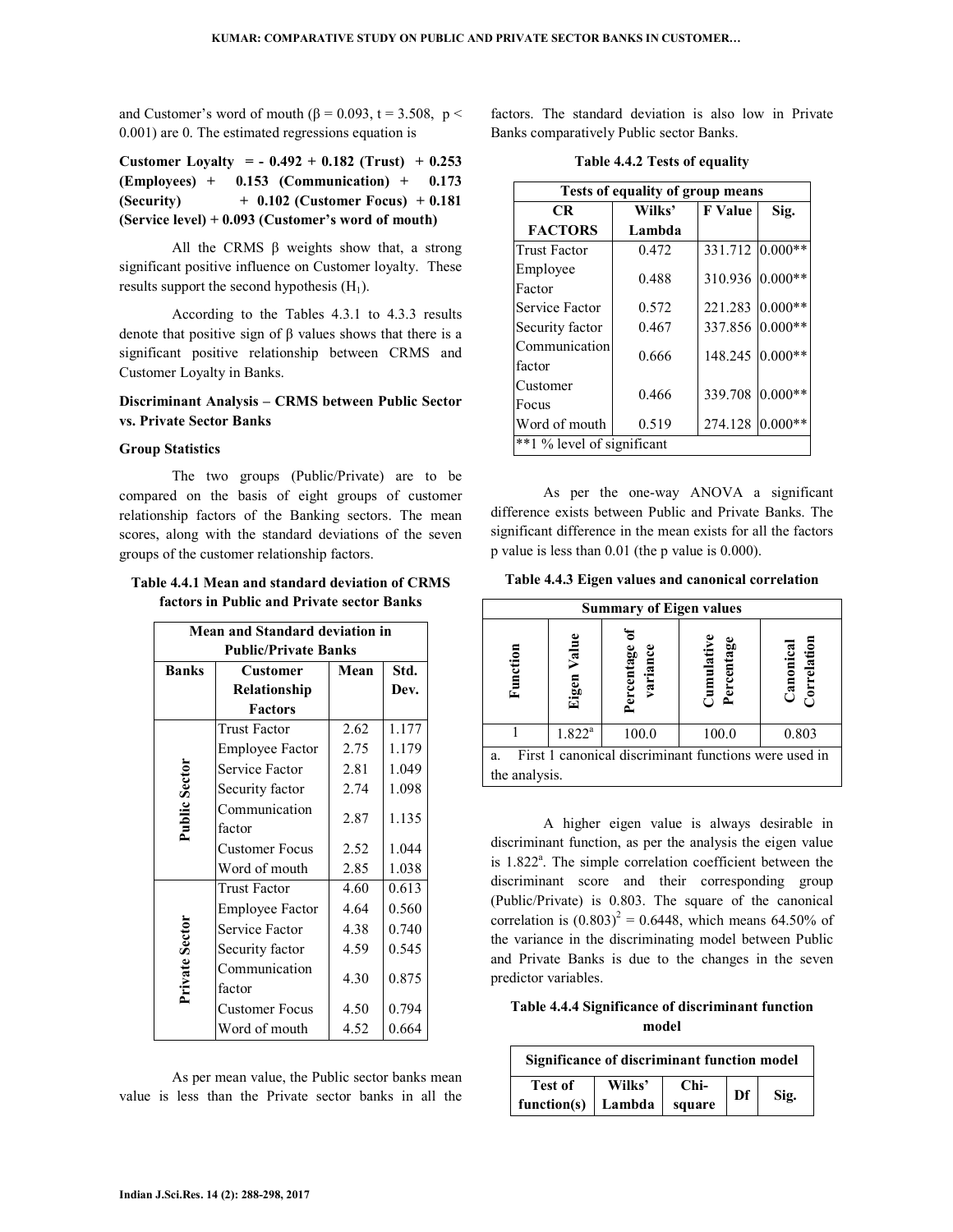and Customer's word of mouth ($\beta = 0.093$, $t = 3.508$, $p < 0.001$) are 0. The estimated regressions equation is

**Customer Loyalty = - 0.492 + 0.182 (Trust) + 0.253 (Employees) + 0.153 (Communication) + 0.173 (Security) + 0.102 (Customer Focus) + 0.181 (Service level) + 0.093 (Customer's word of mouth)**

All the CRMS β weights show that, a strong significant positive influence on Customer loyalty. These results support the second hypothesis ($H_1$).

According to the Tables 4.3.1 to 4.3.3 results denote that positive sign of β values shows that there is a significant positive relationship between CRMS and Customer Loyalty in Banks.

### Discriminant Analysis – CRMS between Public Sector vs. Private Sector Banks

#### Group Statistics

The two groups (Public/Private) are to be compared on the basis of eight groups of customer relationship factors of the Banking sectors. The mean scores, along with the standard deviations of the seven groups of the customer relationship factors.

**Table 4.4.1 Mean and standard deviation of CRMS factors in Public and Private sector Banks**

| Mean and Standard deviation in Public/Private Banks | | | |
|---|---|---|---|
| **Banks** | **Customer Relationship Factors** | **Mean** | **Std. Dev.** |
| Public Sector | Trust Factor | 2.62 | 1.177 |
| | Employee Factor | 2.75 | 1.179 |
| | Service Factor | 2.81 | 1.049 |
| | Security factor | 2.74 | 1.098 |
| | Communication factor | 2.87 | 1.135 |
| | Customer Focus | 2.52 | 1.044 |
| | Word of mouth | 2.85 | 1.038 |
| Private Sector | Trust Factor | 4.60 | 0.613 |
| | Employee Factor | 4.64 | 0.560 |
| | Service Factor | 4.38 | 0.740 |
| | Security factor | 4.59 | 0.545 |
| | Communication factor | 4.30 | 0.875 |
| | Customer Focus | 4.50 | 0.794 |
| | Word of mouth | 4.52 | 0.664 |

As per mean value, the Public sector banks mean value is less than the Private sector banks in all the factors. The standard deviation is also low in Private Banks comparatively Public sector Banks.

**Table 4.4.2 Tests of equality**

| Tests of equality of group means | | | |
|---|---|---|---|
| **CR FACTORS** | **Wilks' Lambda** | **F Value** | **Sig.** |
| Trust Factor | 0.472 | 331.712 | 0.000** |
| Employee Factor | 0.488 | 310.936 | 0.000** |
| Service Factor | 0.572 | 221.283 | 0.000** |
| Security factor | 0.467 | 337.856 | 0.000** |
| Communication factor | 0.666 | 148.245 | 0.000** |
| Customer Focus | 0.466 | 339.708 | 0.000** |
| Word of mouth | 0.519 | 274.128 | 0.000** |
| **1 % level of significant | | | |

As per the one-way ANOVA a significant difference exists between Public and Private Banks. The significant difference in the mean exists for all the factors p value is less than 0.01 (the p value is 0.000).

**Table 4.4.3 Eigen values and canonical correlation**

| Summary of Eigen values | | | | |
|---|---|---|---|---|
| **Function** | **Eigen Value** | **Percentage of variance** | **Cumulative Percentage** | **Canonical Correlation** |
| 1 | 1.822[a] | 100.0 | 100.0 | 0.803 |
| a. First 1 canonical discriminant functions were used in the analysis. | | | | |

A higher eigen value is always desirable in discriminant function, as per the analysis the eigen value is 1.822[a]. The simple correlation coefficient between the discriminant score and their corresponding group (Public/Private) is 0.803. The square of the canonical correlation is $(0.803)^2 = 0.6448$, which means 64.50% of the variance in the discriminating model between Public and Private Banks is due to the changes in the seven predictor variables.

**Table 4.4.4 Significance of discriminant function model**

| Significance of discriminant function model | | | | |
|---|---|---|---|---|
| **Test of function(s)** | **Wilks' Lambda** | **Chi-square** | **Df** | **Sig.** |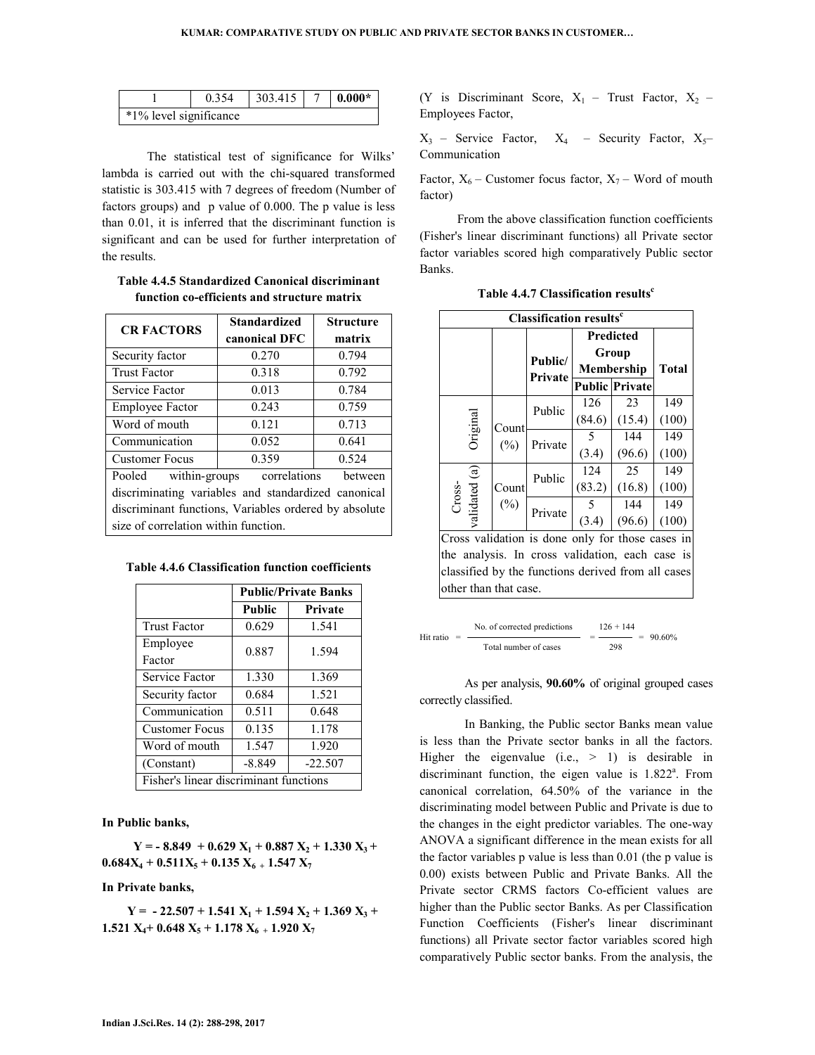| 1 | 0.354 | 303.415 | 7 | **0.000*** |
|---|---|---|---|---|
| *1% level significance | | | | |

The statistical test of significance for Wilks' lambda is carried out with the chi-squared transformed statistic is 303.415 with 7 degrees of freedom (Number of factors groups) and p value of 0.000. The p value is less than 0.01, it is inferred that the discriminant function is significant and can be used for further interpretation of the results.

**Table 4.4.5 Standardized Canonical discriminant function co-efficients and structure matrix**

| CR FACTORS | Standardized canonical DFC | Structure matrix |
|---|---|---|
| Security factor | 0.270 | 0.794 |
| Trust Factor | 0.318 | 0.792 |
| Service Factor | 0.013 | 0.784 |
| Employee Factor | 0.243 | 0.759 |
| Word of mouth | 0.121 | 0.713 |
| Communication | 0.052 | 0.641 |
| Customer Focus | 0.359 | 0.524 |
| Pooled within-groups correlations between discriminating variables and standardized canonical discriminant functions, Variables ordered by absolute size of correlation within function. | | |

**Table 4.4.6 Classification function coefficients**

| | Public/Private Banks | |
|---|---|---|
| | Public | Private |
| Trust Factor | 0.629 | 1.541 |
| Employee Factor | 0.887 | 1.594 |
| Service Factor | 1.330 | 1.369 |
| Security factor | 0.684 | 1.521 |
| Communication | 0.511 | 0.648 |
| Customer Focus | 0.135 | 1.178 |
| Word of mouth | 1.547 | 1.920 |
| (Constant) | -8.849 | -22.507 |
| Fisher's linear discriminant functions | | |

**In Public banks,**

$$Y = -8.849 + 0.629 X_1 + 0.887 X_2 + 1.330 X_3 + 0.684 X_4 + 0.511 X_5 + 0.135 X_6 + 1.547 X_7$$

**In Private banks,**

$$Y = -22.507 + 1.541 X_1 + 1.594 X_2 + 1.369 X_3 + 1.521 X_4 + 0.648 X_5 + 1.178 X_6 + 1.920 X_7$$

(Y is Discriminant Score, $X_1$ – Trust Factor, $X_2$ – Employees Factor,

$X_3$ – Service Factor, $X_4$ – Security Factor, $X_5$ – Communication Factor, $X_6$ – Customer focus factor, $X_7$ – Word of mouth factor)

From the above classification function coefficients (Fisher's linear discriminant functions) all Private sector factor variables scored high comparatively Public sector Banks.

**Table 4.4.7 Classification results[c]**

| Classification results[c] | | | | | |
|---|---|---|---|---|---|
| | | Public/Private | Predicted Group Membership | | Total |
| | | | Public | Private | |
| Original | Count (%) | Public | 126 (84.6) | 23 (15.4) | 149 (100) |
| | | Private | 5 (3.4) | 144 (96.6) | 149 (100) |
| Cross-validated (a) | Count (%) | Public | 124 (83.2) | 25 (16.8) | 149 (100) |
| | | Private | 5 (3.4) | 144 (96.6) | 149 (100) |
| Cross validation is done only for those cases in the analysis. In cross validation, each case is classified by the functions derived from all cases other than that case. | | | | | |

$$\text{Hit ratio} = \frac{\text{No. of corrected predictions}}{\text{Total number of cases}} = \frac{126 + 144}{298} = 90.60\%$$

As per analysis, **90.60%** of original grouped cases correctly classified.

In Banking, the Public sector Banks mean value is less than the Private sector banks in all the factors. Higher the eigenvalue (i.e., > 1) is desirable in discriminant function, the eigen value is 1.822[a]. From canonical correlation, 64.50% of the variance in the discriminating model between Public and Private is due to the changes in the eight predictor variables. The one-way ANOVA a significant difference in the mean exists for all the factor variables p value is less than 0.01 (the p value is 0.00) exists between Public and Private Banks. All the Private sector CRMS factors Co-efficient values are higher than the Public sector Banks. As per Classification Function Coefficients (Fisher's linear discriminant functions) all Private sector factor variables scored high comparatively Public sector banks. From the analysis, the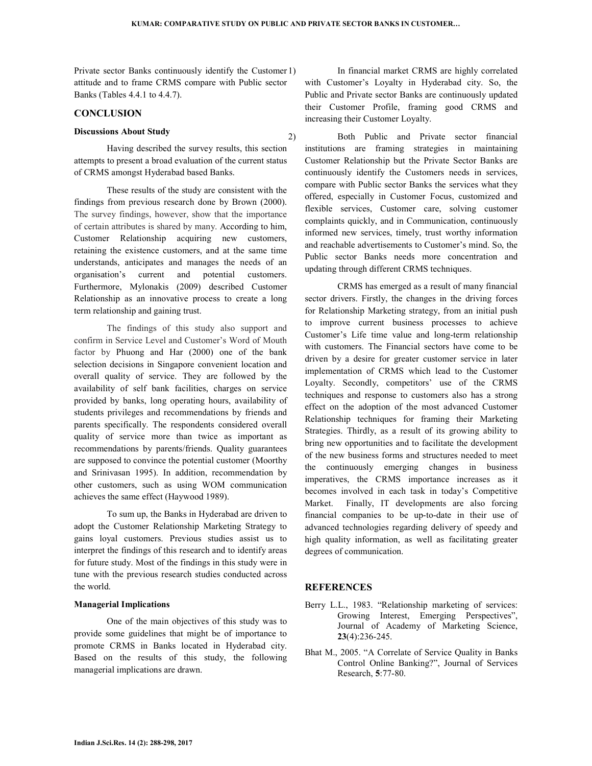Private sector Banks continuously identify the Customer attitude and to frame CRMS compare with Public sector Banks (Tables 4.4.1 to 4.4.7).

## CONCLUSION

### Discussions About Study

Having described the survey results, this section attempts to present a broad evaluation of the current status of CRMS amongst Hyderabad based Banks.

These results of the study are consistent with the findings from previous research done by Brown (2000). The survey findings, however, show that the importance of certain attributes is shared by many. According to him, Customer Relationship acquiring new customers, retaining the existence customers, and at the same time understands, anticipates and manages the needs of an organisation's current and potential customers. Furthermore, Mylonakis (2009) described Customer Relationship as an innovative process to create a long term relationship and gaining trust.

The findings of this study also support and confirm in Service Level and Customer's Word of Mouth factor by Phuong and Har (2000) one of the bank selection decisions in Singapore convenient location and overall quality of service. They are followed by the availability of self bank facilities, charges on service provided by banks, long operating hours, availability of students privileges and recommendations by friends and parents specifically. The respondents considered overall quality of service more than twice as important as recommendations by parents/friends. Quality guarantees are supposed to convince the potential customer (Moorthy and Srinivasan 1995). In addition, recommendation by other customers, such as using WOM communication achieves the same effect (Haywood 1989).

To sum up, the Banks in Hyderabad are driven to adopt the Customer Relationship Marketing Strategy to gains loyal customers. Previous studies assist us to interpret the findings of this research and to identify areas for future study. Most of the findings in this study were in tune with the previous research studies conducted across the world.

### Managerial Implications

One of the main objectives of this study was to provide some guidelines that might be of importance to promote CRMS in Banks located in Hyderabad city. Based on the results of this study, the following managerial implications are drawn.

1) In financial market CRMS are highly correlated with Customer's Loyalty in Hyderabad city. So, the Public and Private sector Banks are continuously updated their Customer Profile, framing good CRMS and increasing their Customer Loyalty.

2) Both Public and Private sector financial institutions are framing strategies in maintaining Customer Relationship but the Private Sector Banks are continuously identify the Customers needs in services, compare with Public sector Banks the services what they offered, especially in Customer Focus, customized and flexible services, Customer care, solving customer complaints quickly, and in Communication, continuously informed new services, timely, trust worthy information and reachable advertisements to Customer's mind. So, the Public sector Banks needs more concentration and updating through different CRMS techniques.

CRMS has emerged as a result of many financial sector drivers. Firstly, the changes in the driving forces for Relationship Marketing strategy, from an initial push to improve current business processes to achieve Customer's Life time value and long-term relationship with customers. The Financial sectors have come to be driven by a desire for greater customer service in later implementation of CRMS which lead to the Customer Loyalty. Secondly, competitors' use of the CRMS techniques and response to customers also has a strong effect on the adoption of the most advanced Customer Relationship techniques for framing their Marketing Strategies. Thirdly, as a result of its growing ability to bring new opportunities and to facilitate the development of the new business forms and structures needed to meet the continuously emerging changes in business imperatives, the CRMS importance increases as it becomes involved in each task in today's Competitive Market. Finally, IT developments are also forcing financial companies to be up-to-date in their use of advanced technologies regarding delivery of speedy and high quality information, as well as facilitating greater degrees of communication.

## REFERENCES

Berry L.L., 1983. "Relationship marketing of services: Growing Interest, Emerging Perspectives", Journal of Academy of Marketing Science, **23**(4):236-245.

Bhat M., 2005. "A Correlate of Service Quality in Banks Control Online Banking?", Journal of Services Research, **5**:77-80.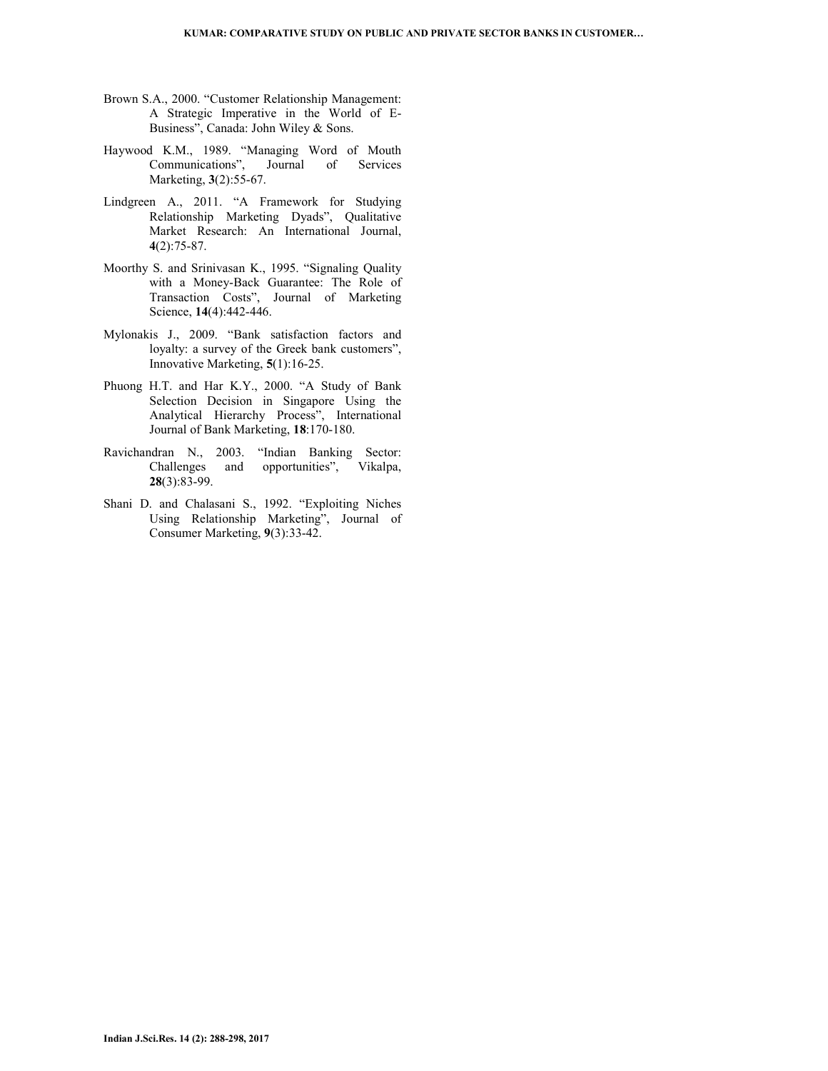Brown S.A., 2000. "Customer Relationship Management: A Strategic Imperative in the World of E-Business", Canada: John Wiley & Sons.

Haywood K.M., 1989. "Managing Word of Mouth Communications", Journal of Services Marketing, **3**(2):55-67.

Lindgreen A., 2011. "A Framework for Studying Relationship Marketing Dyads", Qualitative Market Research: An International Journal, **4**(2):75-87.

Moorthy S. and Srinivasan K., 1995. "Signaling Quality with a Money-Back Guarantee: The Role of Transaction Costs", Journal of Marketing Science, **14**(4):442-446.

Mylonakis J., 2009. "Bank satisfaction factors and loyalty: a survey of the Greek bank customers", Innovative Marketing, **5**(1):16-25.

Phuong H.T. and Har K.Y., 2000. "A Study of Bank Selection Decision in Singapore Using the Analytical Hierarchy Process", International Journal of Bank Marketing, **18**:170-180.

Ravichandran N., 2003. "Indian Banking Sector: Challenges and opportunities", Vikalpa, **28**(3):83-99.

Shani D. and Chalasani S., 1992. "Exploiting Niches Using Relationship Marketing", Journal of Consumer Marketing, **9**(3):33-42.